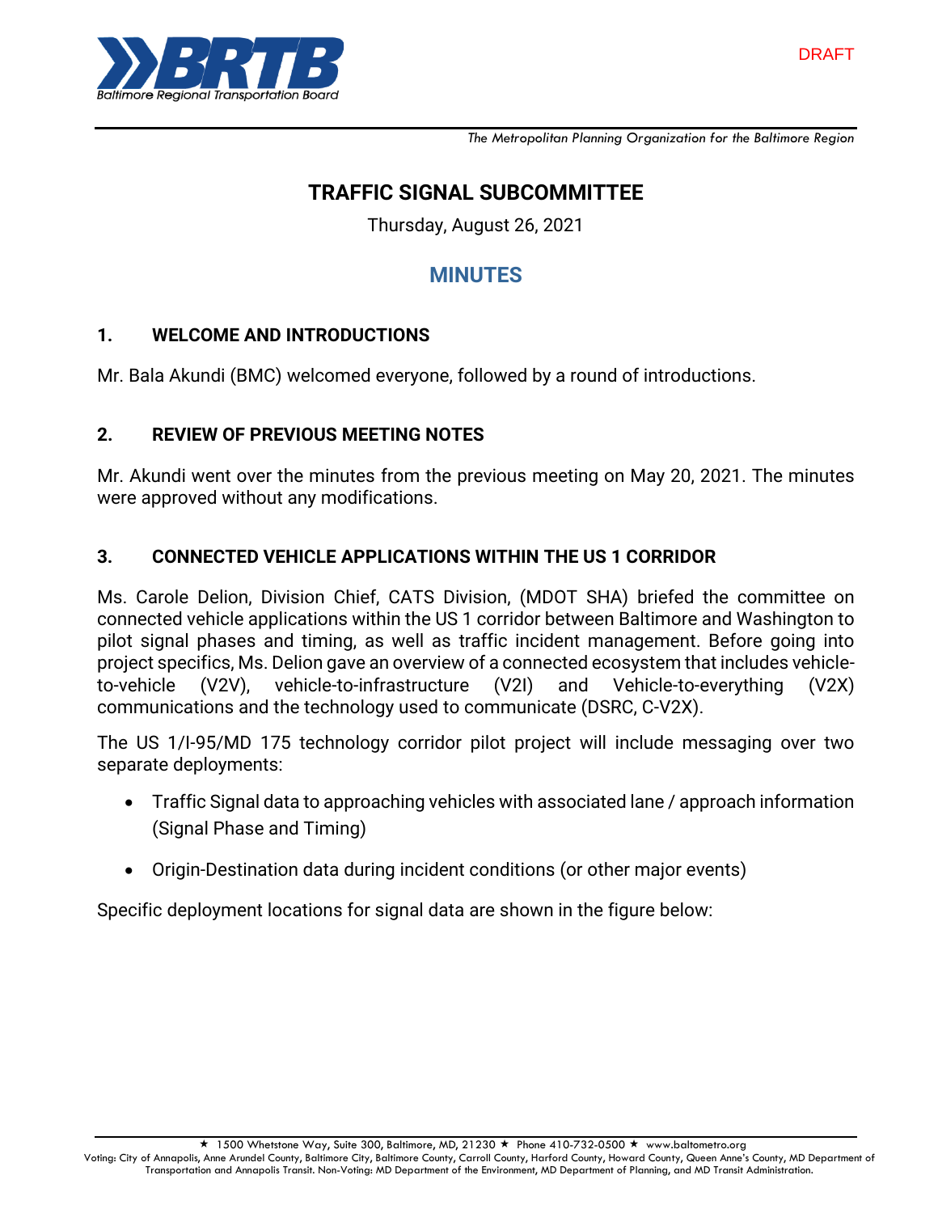DRAFT

*The Metropolitan Planning Organization for the Baltimore Region*

# TRAFFIC SIGNAL SUBCOMMITTEE

Thursday, August 26, 2021

## MINUTES

### 1. WELCOME AND INTRODUCTIONS

Mr. Bala Akundi (BMC) welcomed everyone, followed by a round of introductions.

### 2. REVIEW OF PREVIOUS MEETING NOTES

Mr. Akundi went over the minutes from the previous meeting on May 20, 2021. The minutes were approved without any modifications.

### 3. CONNECTED VEHICLE APPLICATIONS WITHIN THE US 1 CORRIDOR

Ms. Carole Delion, Division Chief, CATS Division, (MDOT SHA) briefed the committee on connected vehicle applications within the US 1 corridor between Baltimore and Washington to pilot signal phases and timing, as well as traffic incident management. Before going into project specifics, Ms. Delion gave an overview of a connected ecosystem that includes vehicle-to-vehicle (V2V), vehicle-to-infrastructure (V2I) and Vehicle-to-everything (V2X) communications and the technology used to communicate (DSRC, C-V2X).

The US 1/I-95/MD 175 technology corridor pilot project will include messaging over two separate deployments:

- Traffic Signal data to approaching vehicles with associated lane / approach information (Signal Phase and Timing)
- Origin-Destination data during incident conditions (or other major events)

Specific deployment locations for signal data are shown in the figure below: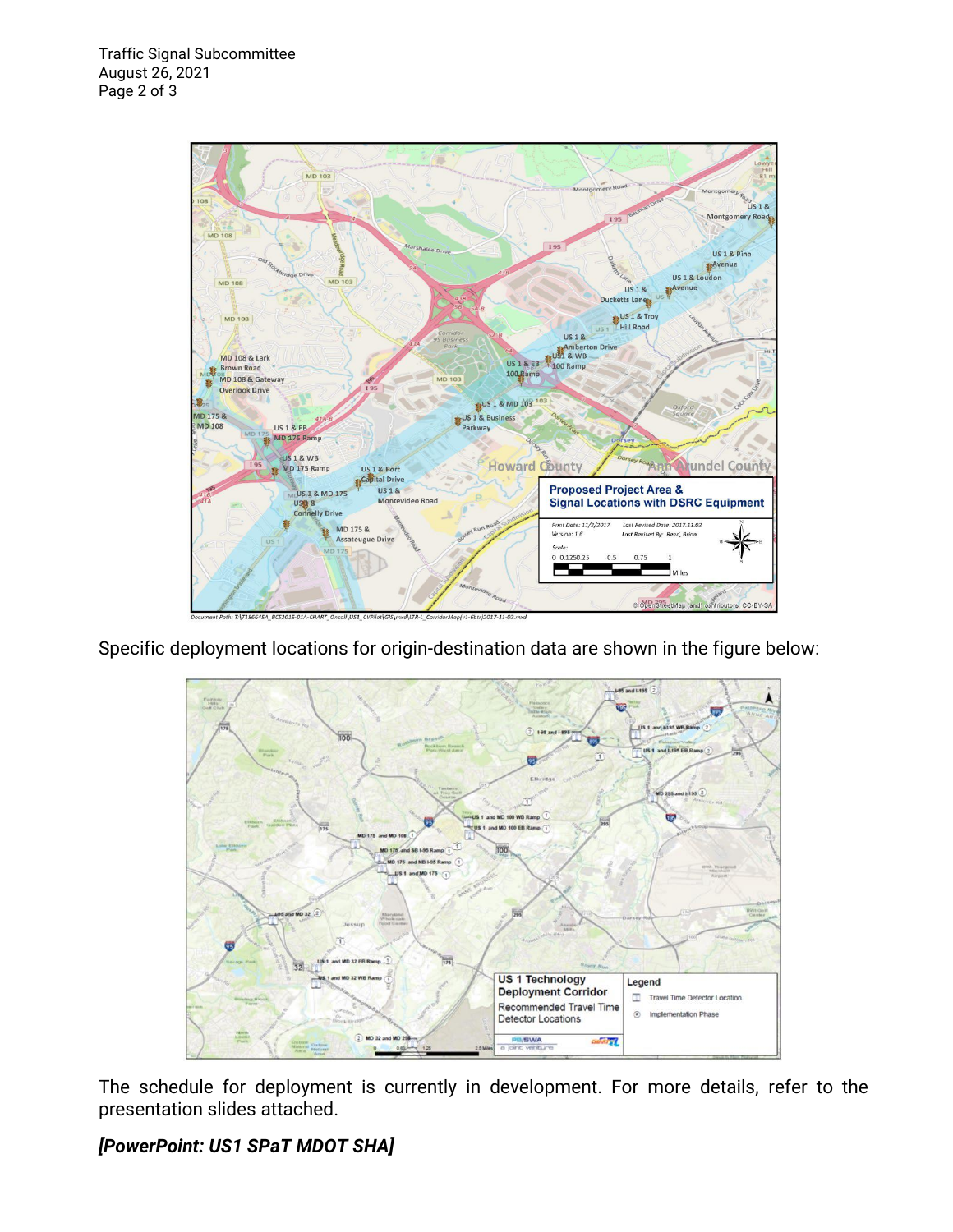Specific deployment locations for origin-destination data are shown in the figure below:

The schedule for deployment is currently in development. For more details, refer to the presentation slides attached.

***[PowerPoint: US1 SPaT MDOT SHA]***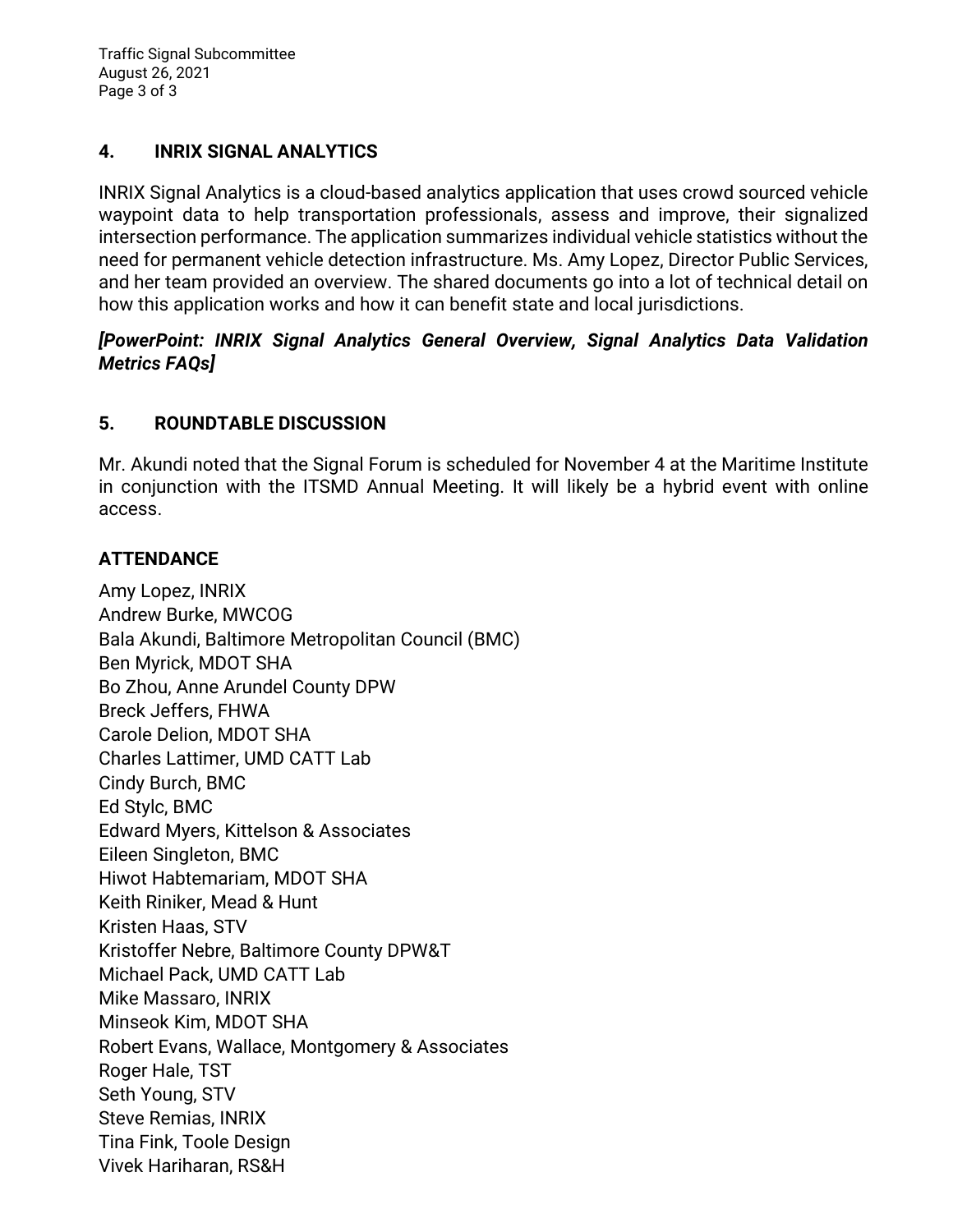## 4. INRIX SIGNAL ANALYTICS

INRIX Signal Analytics is a cloud-based analytics application that uses crowd sourced vehicle waypoint data to help transportation professionals, assess and improve, their signalized intersection performance. The application summarizes individual vehicle statistics without the need for permanent vehicle detection infrastructure. Ms. Amy Lopez, Director Public Services, and her team provided an overview. The shared documents go into a lot of technical detail on how this application works and how it can benefit state and local jurisdictions.

***[PowerPoint: INRIX Signal Analytics General Overview, Signal Analytics Data Validation Metrics FAQs]***

## 5. ROUNDTABLE DISCUSSION

Mr. Akundi noted that the Signal Forum is scheduled for November 4 at the Maritime Institute in conjunction with the ITSMD Annual Meeting. It will likely be a hybrid event with online access.

## ATTENDANCE

Amy Lopez, INRIX
Andrew Burke, MWCOG
Bala Akundi, Baltimore Metropolitan Council (BMC)
Ben Myrick, MDOT SHA
Bo Zhou, Anne Arundel County DPW
Breck Jeffers, FHWA
Carole Delion, MDOT SHA
Charles Lattimer, UMD CATT Lab
Cindy Burch, BMC
Ed Stylc, BMC
Edward Myers, Kittelson & Associates
Eileen Singleton, BMC
Hiwot Habtemariam, MDOT SHA
Keith Riniker, Mead & Hunt
Kristen Haas, STV
Kristoffer Nebre, Baltimore County DPW&T
Michael Pack, UMD CATT Lab
Mike Massaro, INRIX
Minseok Kim, MDOT SHA
Robert Evans, Wallace, Montgomery & Associates
Roger Hale, TST
Seth Young, STV
Steve Remias, INRIX
Tina Fink, Toole Design
Vivek Hariharan, RS&H